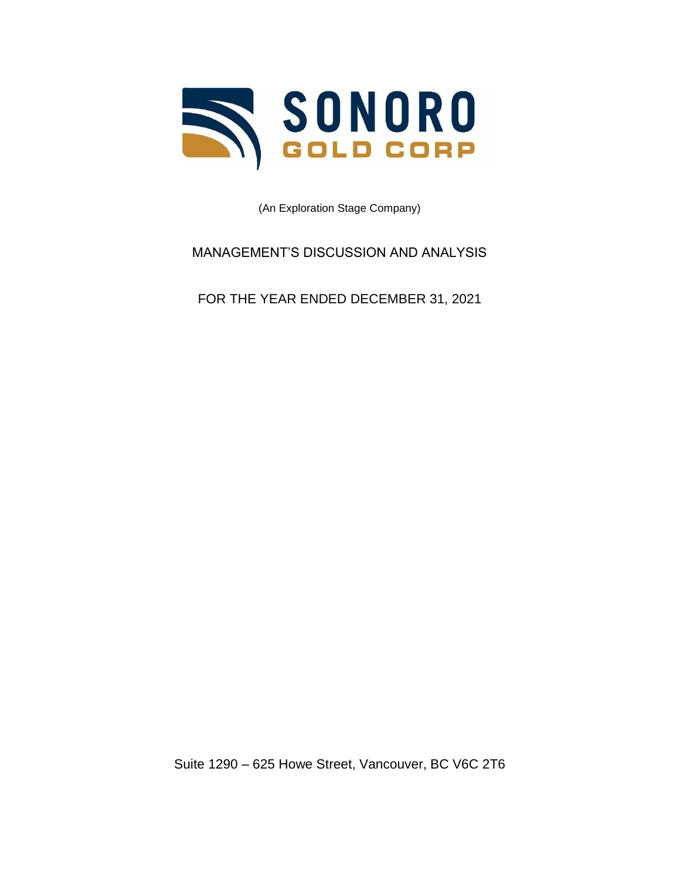# SONORO GOLD CORP

(An Exploration Stage Company)

## MANAGEMENT'S DISCUSSION AND ANALYSIS

## FOR THE YEAR ENDED DECEMBER 31, 2021

Suite 1290 – 625 Howe Street, Vancouver, BC V6C 2T6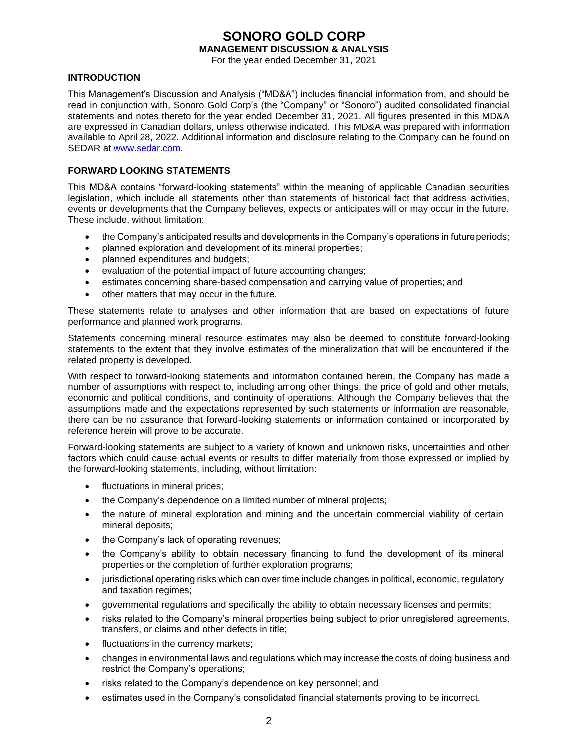## INTRODUCTION

This Management's Discussion and Analysis ("MD&A") includes financial information from, and should be read in conjunction with, Sonoro Gold Corp's (the "Company" or "Sonoro") audited consolidated financial statements and notes thereto for the year ended December 31, 2021. All figures presented in this MD&A are expressed in Canadian dollars, unless otherwise indicated. This MD&A was prepared with information available to April 28, 2022. Additional information and disclosure relating to the Company can be found on SEDAR at www.sedar.com.

## FORWARD LOOKING STATEMENTS

This MD&A contains "forward-looking statements" within the meaning of applicable Canadian securities legislation, which include all statements other than statements of historical fact that address activities, events or developments that the Company believes, expects or anticipates will or may occur in the future. These include, without limitation:

- the Company's anticipated results and developments in the Company's operations in future periods;
- planned exploration and development of its mineral properties;
- planned expenditures and budgets;
- evaluation of the potential impact of future accounting changes;
- estimates concerning share-based compensation and carrying value of properties; and
- other matters that may occur in the future.

These statements relate to analyses and other information that are based on expectations of future performance and planned work programs.

Statements concerning mineral resource estimates may also be deemed to constitute forward-looking statements to the extent that they involve estimates of the mineralization that will be encountered if the related property is developed.

With respect to forward-looking statements and information contained herein, the Company has made a number of assumptions with respect to, including among other things, the price of gold and other metals, economic and political conditions, and continuity of operations. Although the Company believes that the assumptions made and the expectations represented by such statements or information are reasonable, there can be no assurance that forward-looking statements or information contained or incorporated by reference herein will prove to be accurate.

Forward-looking statements are subject to a variety of known and unknown risks, uncertainties and other factors which could cause actual events or results to differ materially from those expressed or implied by the forward-looking statements, including, without limitation:

- fluctuations in mineral prices;
- the Company's dependence on a limited number of mineral projects;
- the nature of mineral exploration and mining and the uncertain commercial viability of certain mineral deposits;
- the Company's lack of operating revenues;
- the Company's ability to obtain necessary financing to fund the development of its mineral properties or the completion of further exploration programs;
- jurisdictional operating risks which can over time include changes in political, economic, regulatory and taxation regimes;
- governmental regulations and specifically the ability to obtain necessary licenses and permits;
- risks related to the Company's mineral properties being subject to prior unregistered agreements, transfers, or claims and other defects in title;
- fluctuations in the currency markets;
- changes in environmental laws and regulations which may increase the costs of doing business and restrict the Company's operations;
- risks related to the Company's dependence on key personnel; and
- estimates used in the Company's consolidated financial statements proving to be incorrect.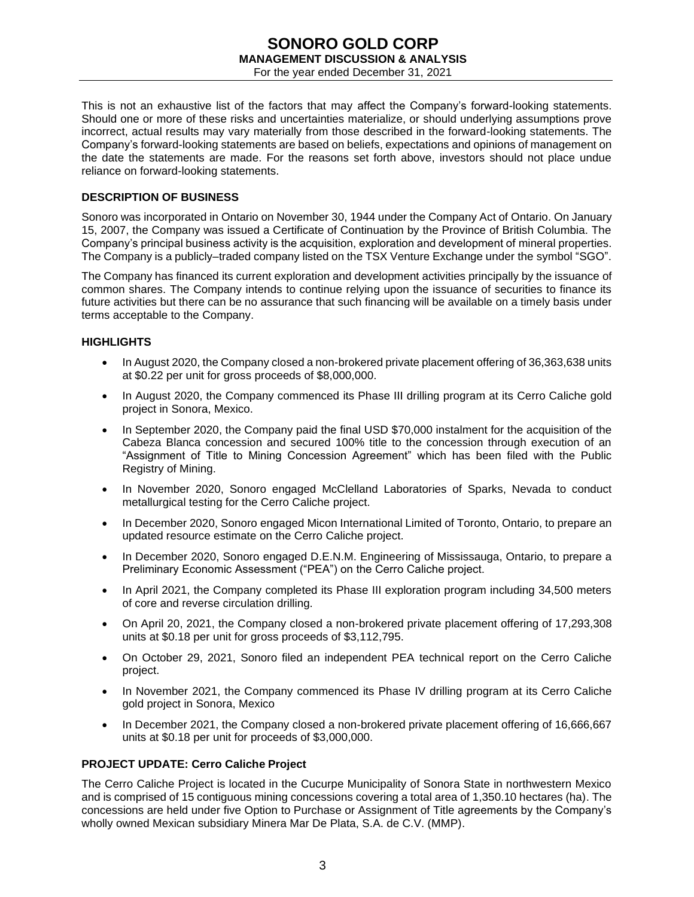This is not an exhaustive list of the factors that may affect the Company's forward-looking statements. Should one or more of these risks and uncertainties materialize, or should underlying assumptions prove incorrect, actual results may vary materially from those described in the forward-looking statements. The Company's forward-looking statements are based on beliefs, expectations and opinions of management on the date the statements are made. For the reasons set forth above, investors should not place undue reliance on forward-looking statements.

## DESCRIPTION OF BUSINESS

Sonoro was incorporated in Ontario on November 30, 1944 under the Company Act of Ontario. On January 15, 2007, the Company was issued a Certificate of Continuation by the Province of British Columbia. The Company's principal business activity is the acquisition, exploration and development of mineral properties. The Company is a publicly–traded company listed on the TSX Venture Exchange under the symbol "SGO".

The Company has financed its current exploration and development activities principally by the issuance of common shares. The Company intends to continue relying upon the issuance of securities to finance its future activities but there can be no assurance that such financing will be available on a timely basis under terms acceptable to the Company.

## HIGHLIGHTS

- In August 2020, the Company closed a non-brokered private placement offering of 36,363,638 units at $0.22 per unit for gross proceeds of $8,000,000.
- In August 2020, the Company commenced its Phase III drilling program at its Cerro Caliche gold project in Sonora, Mexico.
- In September 2020, the Company paid the final USD $70,000 instalment for the acquisition of the Cabeza Blanca concession and secured 100% title to the concession through execution of an "Assignment of Title to Mining Concession Agreement" which has been filed with the Public Registry of Mining.
- In November 2020, Sonoro engaged McClelland Laboratories of Sparks, Nevada to conduct metallurgical testing for the Cerro Caliche project.
- In December 2020, Sonoro engaged Micon International Limited of Toronto, Ontario, to prepare an updated resource estimate on the Cerro Caliche project.
- In December 2020, Sonoro engaged D.E.N.M. Engineering of Mississauga, Ontario, to prepare a Preliminary Economic Assessment ("PEA") on the Cerro Caliche project.
- In April 2021, the Company completed its Phase III exploration program including 34,500 meters of core and reverse circulation drilling.
- On April 20, 2021, the Company closed a non-brokered private placement offering of 17,293,308 units at $0.18 per unit for gross proceeds of $3,112,795.
- On October 29, 2021, Sonoro filed an independent PEA technical report on the Cerro Caliche project.
- In November 2021, the Company commenced its Phase IV drilling program at its Cerro Caliche gold project in Sonora, Mexico
- In December 2021, the Company closed a non-brokered private placement offering of 16,666,667 units at $0.18 per unit for proceeds of $3,000,000.

## PROJECT UPDATE: Cerro Caliche Project

The Cerro Caliche Project is located in the Cucurpe Municipality of Sonora State in northwestern Mexico and is comprised of 15 contiguous mining concessions covering a total area of 1,350.10 hectares (ha). The concessions are held under five Option to Purchase or Assignment of Title agreements by the Company's wholly owned Mexican subsidiary Minera Mar De Plata, S.A. de C.V. (MMP).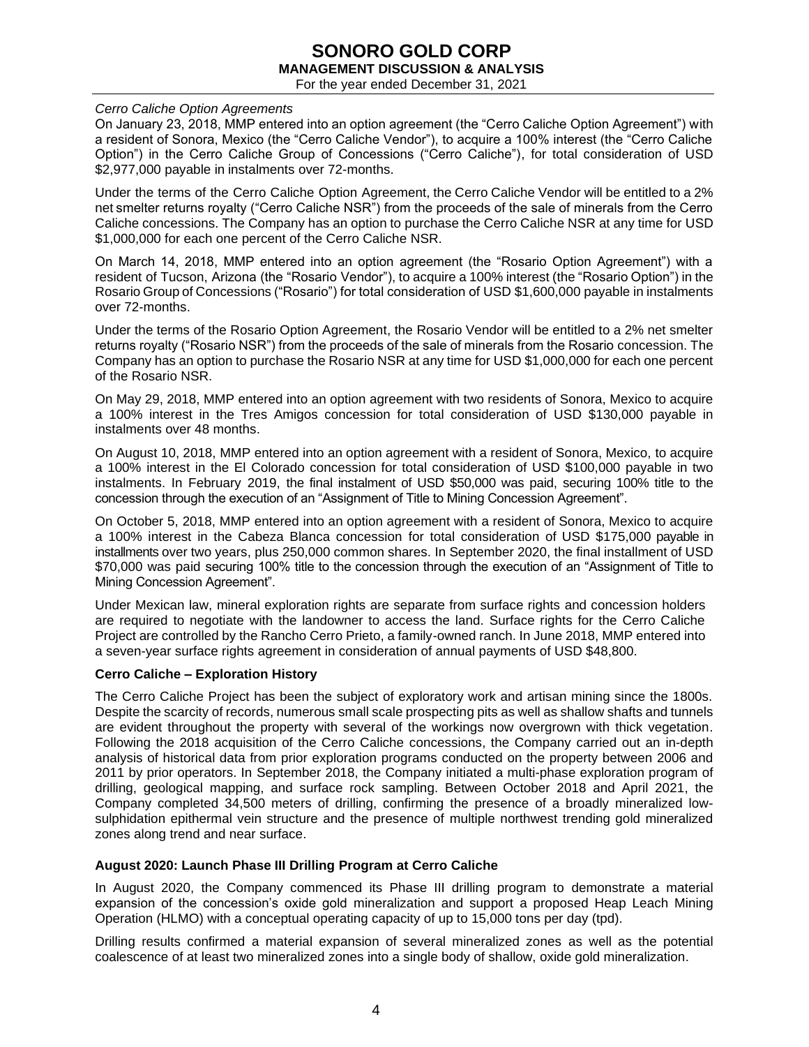*Cerro Caliche Option Agreements*

On January 23, 2018, MMP entered into an option agreement (the "Cerro Caliche Option Agreement") with a resident of Sonora, Mexico (the "Cerro Caliche Vendor"), to acquire a 100% interest (the "Cerro Caliche Option") in the Cerro Caliche Group of Concessions ("Cerro Caliche"), for total consideration of USD $2,977,000 payable in instalments over 72-months.

Under the terms of the Cerro Caliche Option Agreement, the Cerro Caliche Vendor will be entitled to a 2% net smelter returns royalty ("Cerro Caliche NSR") from the proceeds of the sale of minerals from the Cerro Caliche concessions. The Company has an option to purchase the Cerro Caliche NSR at any time for USD $1,000,000 for each one percent of the Cerro Caliche NSR.

On March 14, 2018, MMP entered into an option agreement (the "Rosario Option Agreement") with a resident of Tucson, Arizona (the "Rosario Vendor"), to acquire a 100% interest (the "Rosario Option") in the Rosario Group of Concessions ("Rosario") for total consideration of USD $1,600,000 payable in instalments over 72-months.

Under the terms of the Rosario Option Agreement, the Rosario Vendor will be entitled to a 2% net smelter returns royalty ("Rosario NSR") from the proceeds of the sale of minerals from the Rosario concession. The Company has an option to purchase the Rosario NSR at any time for USD $1,000,000 for each one percent of the Rosario NSR.

On May 29, 2018, MMP entered into an option agreement with two residents of Sonora, Mexico to acquire a 100% interest in the Tres Amigos concession for total consideration of USD $130,000 payable in instalments over 48 months.

On August 10, 2018, MMP entered into an option agreement with a resident of Sonora, Mexico, to acquire a 100% interest in the El Colorado concession for total consideration of USD $100,000 payable in two instalments. In February 2019, the final instalment of USD $50,000 was paid, securing 100% title to the concession through the execution of an "Assignment of Title to Mining Concession Agreement".

On October 5, 2018, MMP entered into an option agreement with a resident of Sonora, Mexico to acquire a 100% interest in the Cabeza Blanca concession for total consideration of USD $175,000 payable in installments over two years, plus 250,000 common shares. In September 2020, the final installment of USD $70,000 was paid securing 100% title to the concession through the execution of an "Assignment of Title to Mining Concession Agreement".

Under Mexican law, mineral exploration rights are separate from surface rights and concession holders are required to negotiate with the landowner to access the land. Surface rights for the Cerro Caliche Project are controlled by the Rancho Cerro Prieto, a family-owned ranch. In June 2018, MMP entered into a seven-year surface rights agreement in consideration of annual payments of USD $48,800.

**Cerro Caliche – Exploration History**

The Cerro Caliche Project has been the subject of exploratory work and artisan mining since the 1800s. Despite the scarcity of records, numerous small scale prospecting pits as well as shallow shafts and tunnels are evident throughout the property with several of the workings now overgrown with thick vegetation. Following the 2018 acquisition of the Cerro Caliche concessions, the Company carried out an in-depth analysis of historical data from prior exploration programs conducted on the property between 2006 and 2011 by prior operators. In September 2018, the Company initiated a multi-phase exploration program of drilling, geological mapping, and surface rock sampling. Between October 2018 and April 2021, the Company completed 34,500 meters of drilling, confirming the presence of a broadly mineralized low-sulphidation epithermal vein structure and the presence of multiple northwest trending gold mineralized zones along trend and near surface.

**August 2020: Launch Phase III Drilling Program at Cerro Caliche**

In August 2020, the Company commenced its Phase III drilling program to demonstrate a material expansion of the concession's oxide gold mineralization and support a proposed Heap Leach Mining Operation (HLMO) with a conceptual operating capacity of up to 15,000 tons per day (tpd).

Drilling results confirmed a material expansion of several mineralized zones as well as the potential coalescence of at least two mineralized zones into a single body of shallow, oxide gold mineralization.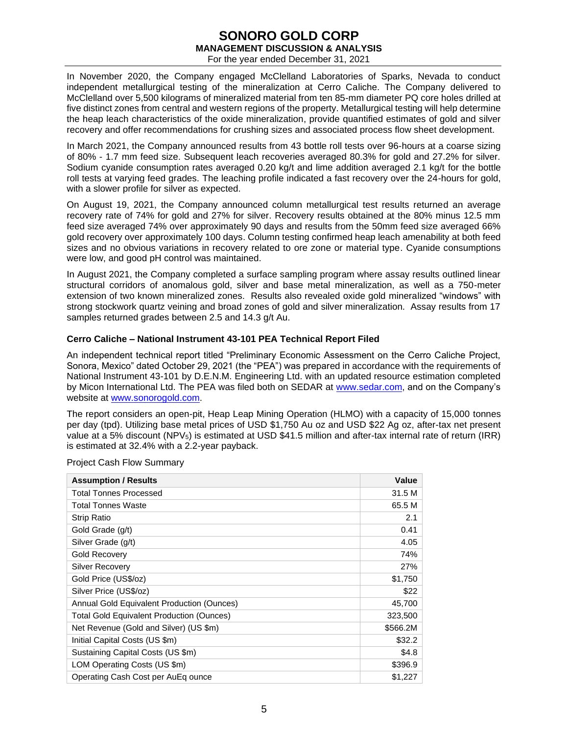In November 2020, the Company engaged McClelland Laboratories of Sparks, Nevada to conduct independent metallurgical testing of the mineralization at Cerro Caliche. The Company delivered to McClelland over 5,500 kilograms of mineralized material from ten 85-mm diameter PQ core holes drilled at five distinct zones from central and western regions of the property. Metallurgical testing will help determine the heap leach characteristics of the oxide mineralization, provide quantified estimates of gold and silver recovery and offer recommendations for crushing sizes and associated process flow sheet development.

In March 2021, the Company announced results from 43 bottle roll tests over 96-hours at a coarse sizing of 80% - 1.7 mm feed size. Subsequent leach recoveries averaged 80.3% for gold and 27.2% for silver. Sodium cyanide consumption rates averaged 0.20 kg/t and lime addition averaged 2.1 kg/t for the bottle roll tests at varying feed grades. The leaching profile indicated a fast recovery over the 24-hours for gold, with a slower profile for silver as expected.

On August 19, 2021, the Company announced column metallurgical test results returned an average recovery rate of 74% for gold and 27% for silver. Recovery results obtained at the 80% minus 12.5 mm feed size averaged 74% over approximately 90 days and results from the 50mm feed size averaged 66% gold recovery over approximately 100 days. Column testing confirmed heap leach amenability at both feed sizes and no obvious variations in recovery related to ore zone or material type. Cyanide consumptions were low, and good pH control was maintained.

In August 2021, the Company completed a surface sampling program where assay results outlined linear structural corridors of anomalous gold, silver and base metal mineralization, as well as a 750-meter extension of two known mineralized zones. Results also revealed oxide gold mineralized "windows" with strong stockwork quartz veining and broad zones of gold and silver mineralization. Assay results from 17 samples returned grades between 2.5 and 14.3 g/t Au.

### Cerro Caliche – National Instrument 43-101 PEA Technical Report Filed

An independent technical report titled "Preliminary Economic Assessment on the Cerro Caliche Project, Sonora, Mexico" dated October 29, 2021 (the "PEA") was prepared in accordance with the requirements of National Instrument 43-101 by D.E.N.M. Engineering Ltd. with an updated resource estimation completed by Micon International Ltd. The PEA was filed both on SEDAR at www.sedar.com, and on the Company's website at www.sonorogold.com.

The report considers an open-pit, Heap Leap Mining Operation (HLMO) with a capacity of 15,000 tonnes per day (tpd). Utilizing base metal prices of USD $1,750 Au oz and USD $22 Ag oz, after-tax net present value at a 5% discount ($NPV_5$) is estimated at USD $41.5 million and after-tax internal rate of return (IRR) is estimated at 32.4% with a 2.2-year payback.

Project Cash Flow Summary

| Assumption / Results | Value |
|---|---|
| Total Tonnes Processed | 31.5 M |
| Total Tonnes Waste | 65.5 M |
| Strip Ratio | 2.1 |
| Gold Grade (g/t) | 0.41 |
| Silver Grade (g/t) | 4.05 |
| Gold Recovery | 74% |
| Silver Recovery | 27% |
| Gold Price (US$/oz) | $1,750 |
| Silver Price (US$/oz) | $22 |
| Annual Gold Equivalent Production (Ounces) | 45,700 |
| Total Gold Equivalent Production (Ounces) | 323,500 |
| Net Revenue (Gold and Silver) (US $m) | $566.2M |
| Initial Capital Costs (US $m) | $32.2 |
| Sustaining Capital Costs (US $m) | $4.8 |
| LOM Operating Costs (US $m) | $396.9 |
| Operating Cash Cost per AuEq ounce | $1,227 |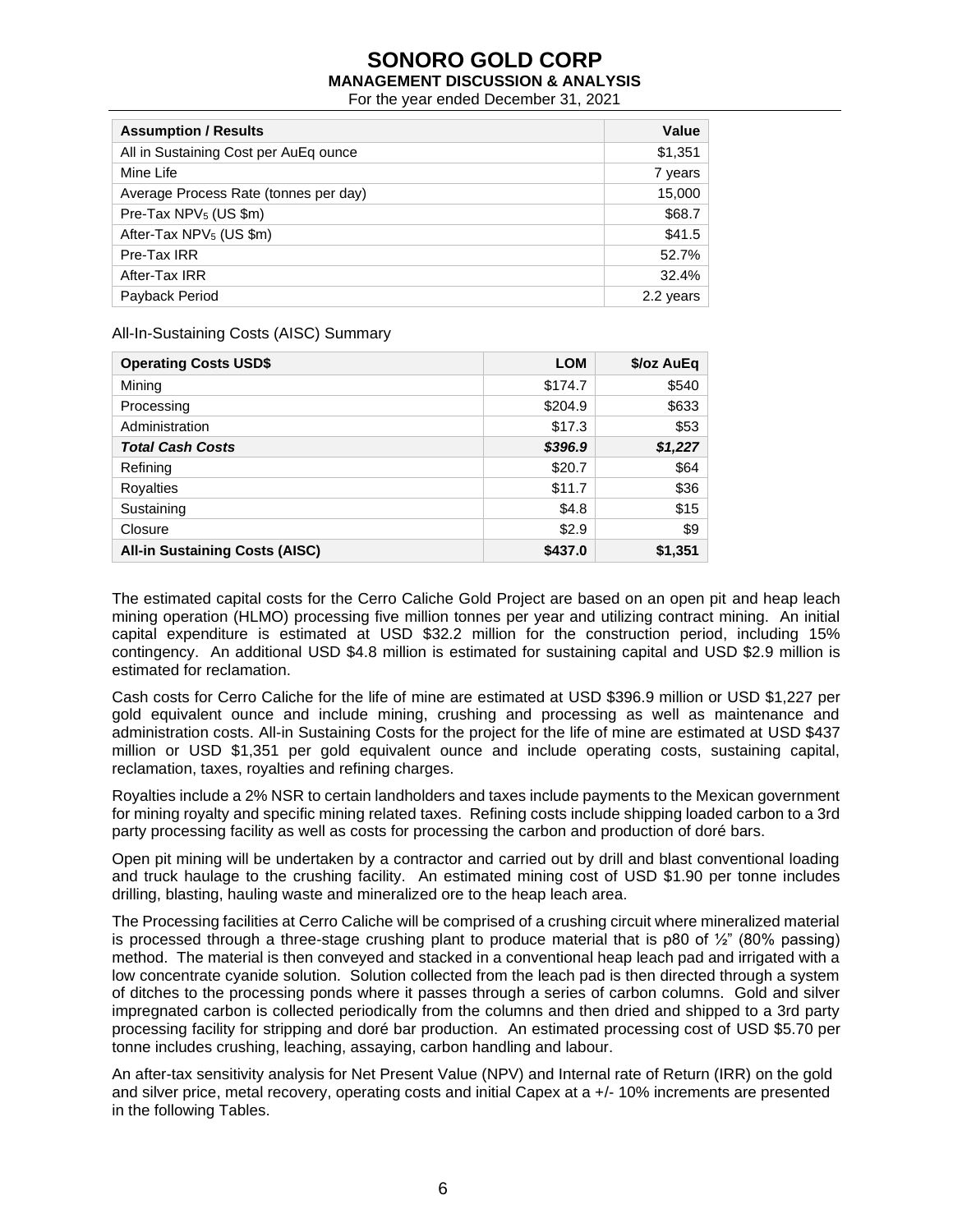| Assumption / Results | Value |
|---|---|
| All in Sustaining Cost per AuEq ounce | \$1,351 |
| Mine Life | 7 years |
| Average Process Rate (tonnes per day) | 15,000 |
| Pre-Tax $NPV_5$ (US \$m) | \$68.7 |
| After-Tax $NPV_5$ (US \$m) | \$41.5 |
| Pre-Tax IRR | 52.7% |
| After-Tax IRR | 32.4% |
| Payback Period | 2.2 years |

All-In-Sustaining Costs (AISC) Summary

| Operating Costs USD\$ | LOM | \$/oz AuEq |
|---|---|---|
| Mining | \$174.7 | \$540 |
| Processing | \$204.9 | \$633 |
| Administration | \$17.3 | \$53 |
| ***Total Cash Costs*** | ***\$396.9*** | ***\$1,227*** |
| Refining | \$20.7 | \$64 |
| Royalties | \$11.7 | \$36 |
| Sustaining | \$4.8 | \$15 |
| Closure | \$2.9 | \$9 |
| **All-in Sustaining Costs (AISC)** | **\$437.0** | **\$1,351** |

The estimated capital costs for the Cerro Caliche Gold Project are based on an open pit and heap leach mining operation (HLMO) processing five million tonnes per year and utilizing contract mining. An initial capital expenditure is estimated at USD \$32.2 million for the construction period, including 15% contingency. An additional USD \$4.8 million is estimated for sustaining capital and USD \$2.9 million is estimated for reclamation.

Cash costs for Cerro Caliche for the life of mine are estimated at USD \$396.9 million or USD \$1,227 per gold equivalent ounce and include mining, crushing and processing as well as maintenance and administration costs. All-in Sustaining Costs for the project for the life of mine are estimated at USD \$437 million or USD \$1,351 per gold equivalent ounce and include operating costs, sustaining capital, reclamation, taxes, royalties and refining charges.

Royalties include a 2% NSR to certain landholders and taxes include payments to the Mexican government for mining royalty and specific mining related taxes. Refining costs include shipping loaded carbon to a 3rd party processing facility as well as costs for processing the carbon and production of doré bars.

Open pit mining will be undertaken by a contractor and carried out by drill and blast conventional loading and truck haulage to the crushing facility. An estimated mining cost of USD \$1.90 per tonne includes drilling, blasting, hauling waste and mineralized ore to the heap leach area.

The Processing facilities at Cerro Caliche will be comprised of a crushing circuit where mineralized material is processed through a three-stage crushing plant to produce material that is p80 of ½" (80% passing) method. The material is then conveyed and stacked in a conventional heap leach pad and irrigated with a low concentrate cyanide solution. Solution collected from the leach pad is then directed through a system of ditches to the processing ponds where it passes through a series of carbon columns. Gold and silver impregnated carbon is collected periodically from the columns and then dried and shipped to a 3rd party processing facility for stripping and doré bar production. An estimated processing cost of USD \$5.70 per tonne includes crushing, leaching, assaying, carbon handling and labour.

An after-tax sensitivity analysis for Net Present Value (NPV) and Internal rate of Return (IRR) on the gold and silver price, metal recovery, operating costs and initial Capex at a +/- 10% increments are presented in the following Tables.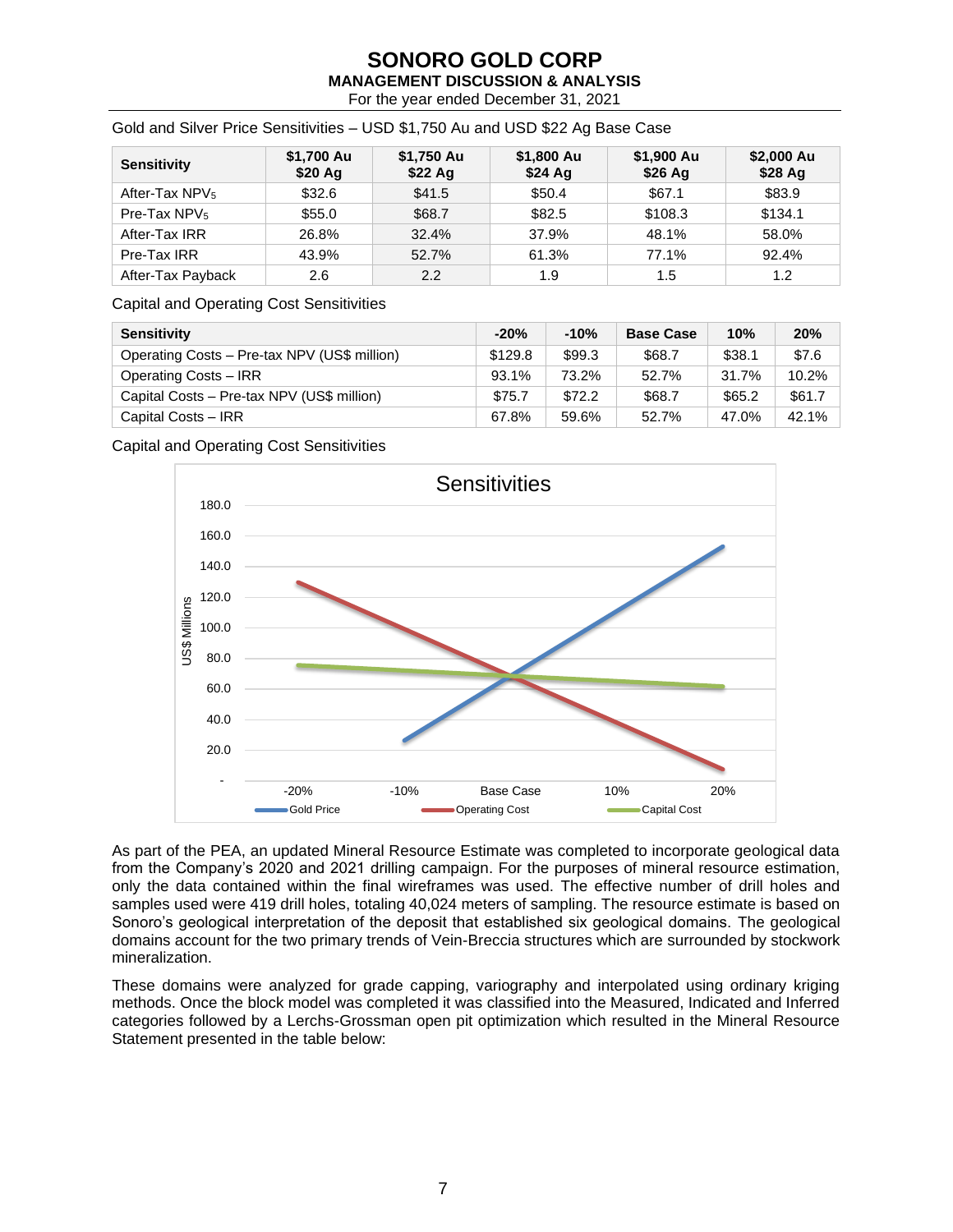Gold and Silver Price Sensitivities – USD $1,750 Au and USD $22 Ag Base Case

| Sensitivity | $1,700 Au $20 Ag | $1,750 Au $22 Ag | $1,800 Au $24 Ag | $1,900 Au $26 Ag | $2,000 Au $28 Ag |
|---|---|---|---|---|---|
| After-Tax $NPV_5$ | $32.6 | $41.5 | $50.4 | $67.1 | $83.9 |
| Pre-Tax $NPV_5$ | $55.0 | $68.7 | $82.5 | $108.3 | $134.1 |
| After-Tax IRR | 26.8% | 32.4% | 37.9% | 48.1% | 58.0% |
| Pre-Tax IRR | 43.9% | 52.7% | 61.3% | 77.1% | 92.4% |
| After-Tax Payback | 2.6 | 2.2 | 1.9 | 1.5 | 1.2 |

Capital and Operating Cost Sensitivities

| Sensitivity | -20% | -10% | Base Case | 10% | 20% |
|---|---|---|---|---|---|
| Operating Costs – Pre-tax NPV (US$ million) | $129.8 | $99.3 | $68.7 | $38.1 | $7.6 |
| Operating Costs – IRR | 93.1% | 73.2% | 52.7% | 31.7% | 10.2% |
| Capital Costs – Pre-tax NPV (US$ million) | $75.7 | $72.2 | $68.7 | $65.2 | $61.7 |
| Capital Costs – IRR | 67.8% | 59.6% | 52.7% | 47.0% | 42.1% |

Capital and Operating Cost Sensitivities

As part of the PEA, an updated Mineral Resource Estimate was completed to incorporate geological data from the Company's 2020 and 2021 drilling campaign. For the purposes of mineral resource estimation, only the data contained within the final wireframes was used. The effective number of drill holes and samples used were 419 drill holes, totaling 40,024 meters of sampling. The resource estimate is based on Sonoro's geological interpretation of the deposit that established six geological domains. The geological domains account for the two primary trends of Vein-Breccia structures which are surrounded by stockwork mineralization.

These domains were analyzed for grade capping, variography and interpolated using ordinary kriging methods. Once the block model was completed it was classified into the Measured, Indicated and Inferred categories followed by a Lerchs-Grossman open pit optimization which resulted in the Mineral Resource Statement presented in the table below: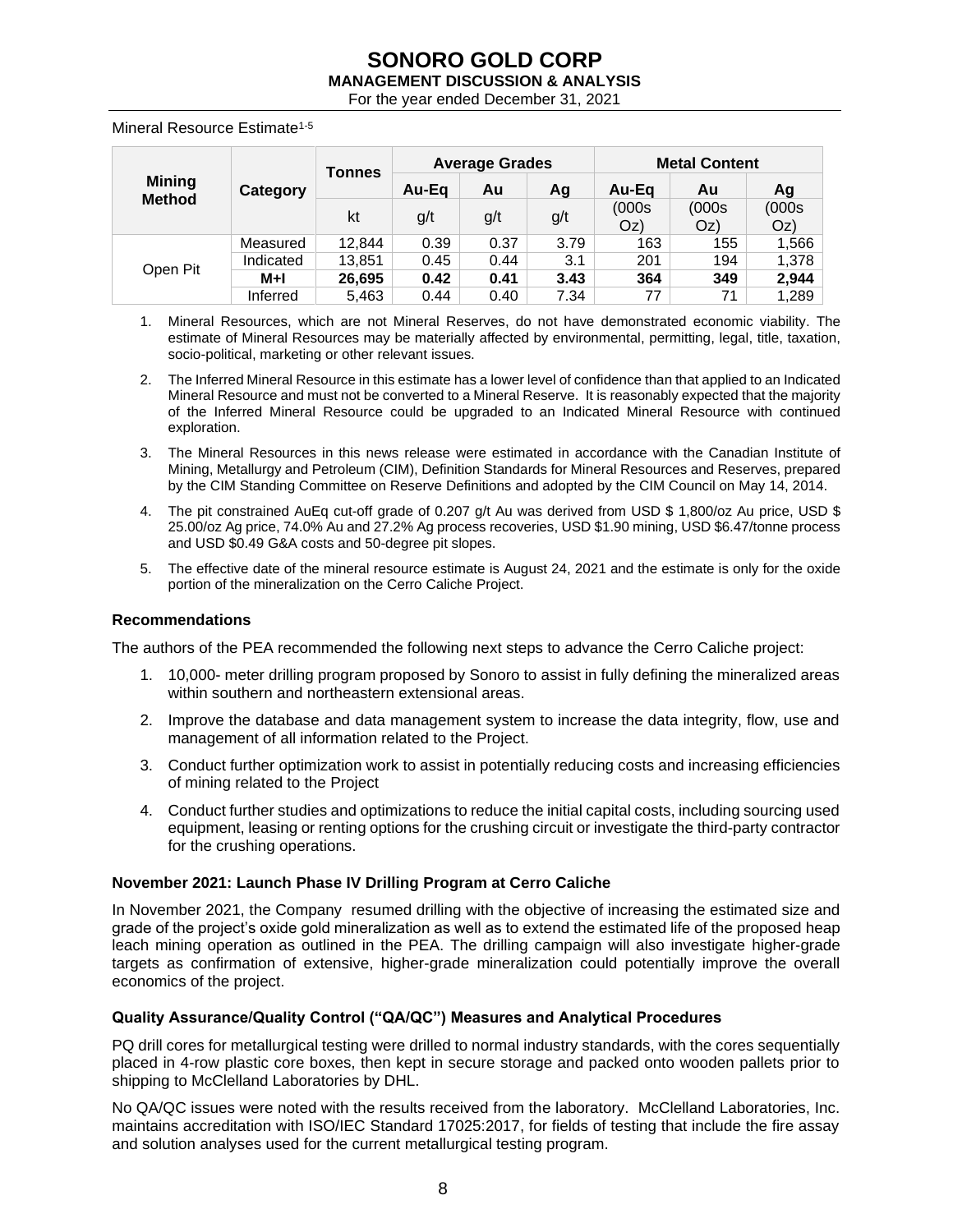Mineral Resource Estimate[1-5]

| Mining Method | Category | Tonnes | Average Grades | | | Metal Content | | |
|---|---|---|---|---|---|---|---|---|
| | | | Au-Eq | Au | Ag | Au-Eq | Au | Ag |
| | | kt | g/t | g/t | g/t | (000s Oz) | (000s Oz) | (000s Oz) |
| Open Pit | Measured | 12,844 | 0.39 | 0.37 | 3.79 | 163 | 155 | 1,566 |
| | Indicated | 13,851 | 0.45 | 0.44 | 3.1 | 201 | 194 | 1,378 |
| | **M+I** | **26,695** | **0.42** | **0.41** | **3.43** | **364** | **349** | **2,944** |
| | Inferred | 5,463 | 0.44 | 0.40 | 7.34 | 77 | 71 | 1,289 |

1. Mineral Resources, which are not Mineral Reserves, do not have demonstrated economic viability. The estimate of Mineral Resources may be materially affected by environmental, permitting, legal, title, taxation, socio-political, marketing or other relevant issues.
2. The Inferred Mineral Resource in this estimate has a lower level of confidence than that applied to an Indicated Mineral Resource and must not be converted to a Mineral Reserve. It is reasonably expected that the majority of the Inferred Mineral Resource could be upgraded to an Indicated Mineral Resource with continued exploration.
3. The Mineral Resources in this news release were estimated in accordance with the Canadian Institute of Mining, Metallurgy and Petroleum (CIM), Definition Standards for Mineral Resources and Reserves, prepared by the CIM Standing Committee on Reserve Definitions and adopted by the CIM Council on May 14, 2014.
4. The pit constrained AuEq cut-off grade of 0.207 g/t Au was derived from USD $ 1,800/oz Au price, USD $ 25.00/oz Ag price, 74.0% Au and 27.2% Ag process recoveries, USD $1.90 mining, USD $6.47/tonne process and USD $0.49 G&A costs and 50-degree pit slopes.
5. The effective date of the mineral resource estimate is August 24, 2021 and the estimate is only for the oxide portion of the mineralization on the Cerro Caliche Project.

### Recommendations

The authors of the PEA recommended the following next steps to advance the Cerro Caliche project:

1. 10,000- meter drilling program proposed by Sonoro to assist in fully defining the mineralized areas within southern and northeastern extensional areas.
2. Improve the database and data management system to increase the data integrity, flow, use and management of all information related to the Project.
3. Conduct further optimization work to assist in potentially reducing costs and increasing efficiencies of mining related to the Project
4. Conduct further studies and optimizations to reduce the initial capital costs, including sourcing used equipment, leasing or renting options for the crushing circuit or investigate the third-party contractor for the crushing operations.

### November 2021: Launch Phase IV Drilling Program at Cerro Caliche

In November 2021, the Company resumed drilling with the objective of increasing the estimated size and grade of the project's oxide gold mineralization as well as to extend the estimated life of the proposed heap leach mining operation as outlined in the PEA. The drilling campaign will also investigate higher-grade targets as confirmation of extensive, higher-grade mineralization could potentially improve the overall economics of the project.

### Quality Assurance/Quality Control ("QA/QC") Measures and Analytical Procedures

PQ drill cores for metallurgical testing were drilled to normal industry standards, with the cores sequentially placed in 4-row plastic core boxes, then kept in secure storage and packed onto wooden pallets prior to shipping to McClelland Laboratories by DHL.

No QA/QC issues were noted with the results received from the laboratory. McClelland Laboratories, Inc. maintains accreditation with ISO/IEC Standard 17025:2017, for fields of testing that include the fire assay and solution analyses used for the current metallurgical testing program.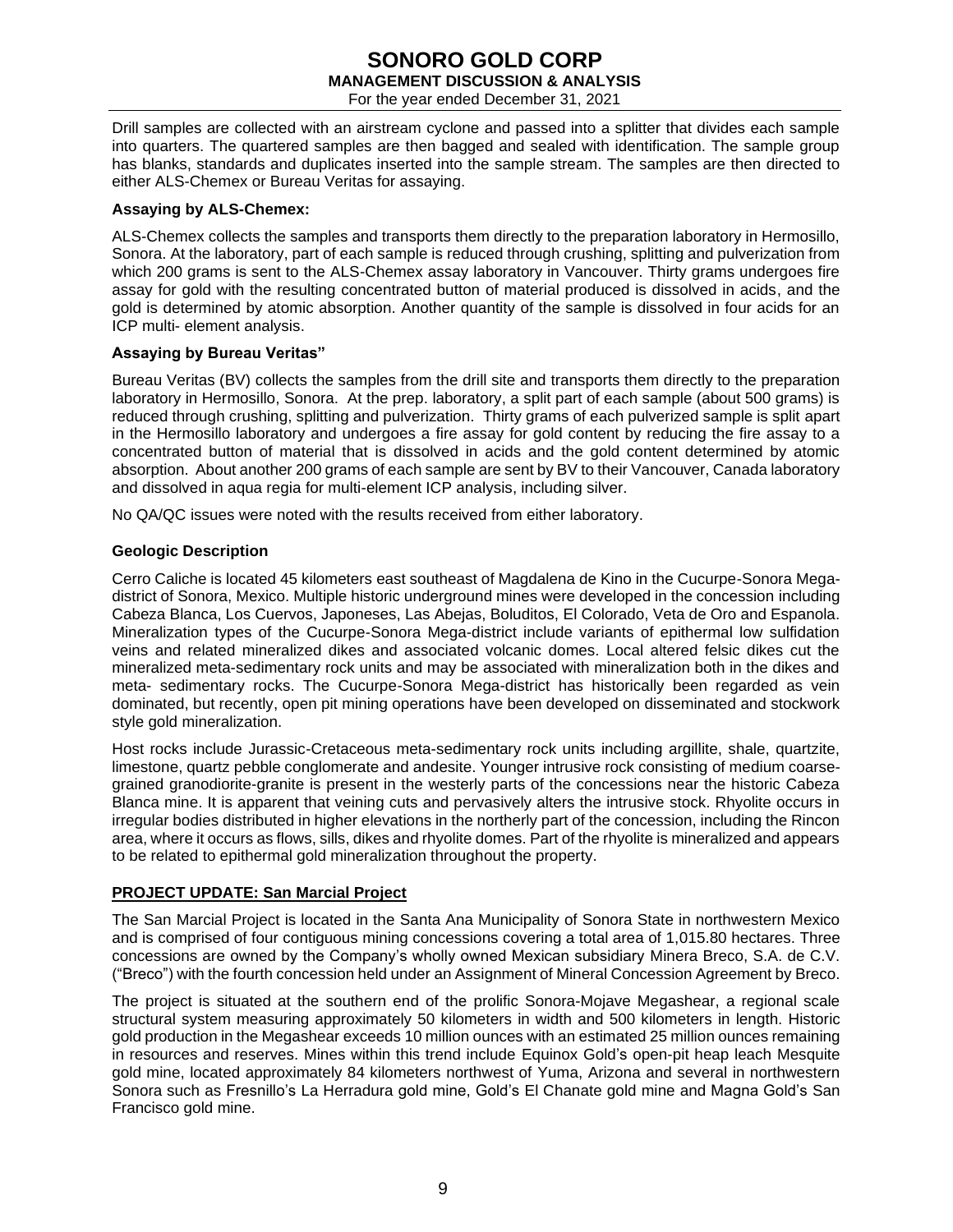Drill samples are collected with an airstream cyclone and passed into a splitter that divides each sample into quarters. The quartered samples are then bagged and sealed with identification. The sample group has blanks, standards and duplicates inserted into the sample stream. The samples are then directed to either ALS-Chemex or Bureau Veritas for assaying.

**Assaying by ALS-Chemex:**

ALS-Chemex collects the samples and transports them directly to the preparation laboratory in Hermosillo, Sonora. At the laboratory, part of each sample is reduced through crushing, splitting and pulverization from which 200 grams is sent to the ALS-Chemex assay laboratory in Vancouver. Thirty grams undergoes fire assay for gold with the resulting concentrated button of material produced is dissolved in acids, and the gold is determined by atomic absorption. Another quantity of the sample is dissolved in four acids for an ICP multi- element analysis.

**Assaying by Bureau Veritas"**

Bureau Veritas (BV) collects the samples from the drill site and transports them directly to the preparation laboratory in Hermosillo, Sonora. At the prep. laboratory, a split part of each sample (about 500 grams) is reduced through crushing, splitting and pulverization. Thirty grams of each pulverized sample is split apart in the Hermosillo laboratory and undergoes a fire assay for gold content by reducing the fire assay to a concentrated button of material that is dissolved in acids and the gold content determined by atomic absorption. About another 200 grams of each sample are sent by BV to their Vancouver, Canada laboratory and dissolved in aqua regia for multi-element ICP analysis, including silver.

No QA/QC issues were noted with the results received from either laboratory.

**Geologic Description**

Cerro Caliche is located 45 kilometers east southeast of Magdalena de Kino in the Cucurpe-Sonora Mega-district of Sonora, Mexico. Multiple historic underground mines were developed in the concession including Cabeza Blanca, Los Cuervos, Japoneses, Las Abejas, Boluditos, El Colorado, Veta de Oro and Espanola. Mineralization types of the Cucurpe-Sonora Mega-district include variants of epithermal low sulfidation veins and related mineralized dikes and associated volcanic domes. Local altered felsic dikes cut the mineralized meta-sedimentary rock units and may be associated with mineralization both in the dikes and meta- sedimentary rocks. The Cucurpe-Sonora Mega-district has historically been regarded as vein dominated, but recently, open pit mining operations have been developed on disseminated and stockwork style gold mineralization.

Host rocks include Jurassic-Cretaceous meta-sedimentary rock units including argillite, shale, quartzite, limestone, quartz pebble conglomerate and andesite. Younger intrusive rock consisting of medium coarse-grained granodiorite-granite is present in the westerly parts of the concessions near the historic Cabeza Blanca mine. It is apparent that veining cuts and pervasively alters the intrusive stock. Rhyolite occurs in irregular bodies distributed in higher elevations in the northerly part of the concession, including the Rincon area, where it occurs as flows, sills, dikes and rhyolite domes. Part of the rhyolite is mineralized and appears to be related to epithermal gold mineralization throughout the property.

**PROJECT UPDATE: San Marcial Project**

The San Marcial Project is located in the Santa Ana Municipality of Sonora State in northwestern Mexico and is comprised of four contiguous mining concessions covering a total area of 1,015.80 hectares. Three concessions are owned by the Company's wholly owned Mexican subsidiary Minera Breco, S.A. de C.V. ("Breco") with the fourth concession held under an Assignment of Mineral Concession Agreement by Breco.

The project is situated at the southern end of the prolific Sonora-Mojave Megashear, a regional scale structural system measuring approximately 50 kilometers in width and 500 kilometers in length. Historic gold production in the Megashear exceeds 10 million ounces with an estimated 25 million ounces remaining in resources and reserves. Mines within this trend include Equinox Gold's open-pit heap leach Mesquite gold mine, located approximately 84 kilometers northwest of Yuma, Arizona and several in northwestern Sonora such as Fresnillo's La Herradura gold mine, Gold's El Chanate gold mine and Magna Gold's San Francisco gold mine.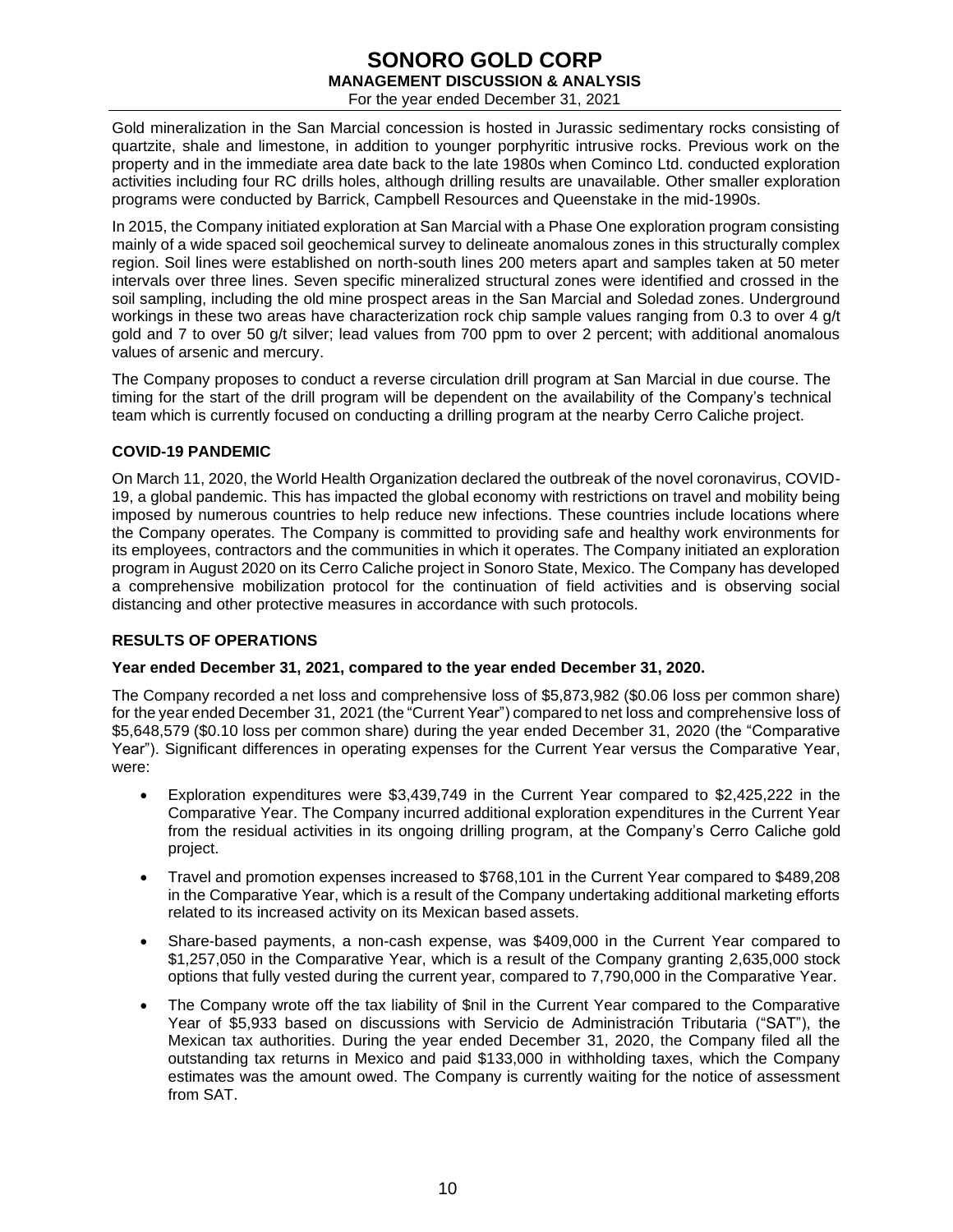Gold mineralization in the San Marcial concession is hosted in Jurassic sedimentary rocks consisting of quartzite, shale and limestone, in addition to younger porphyritic intrusive rocks. Previous work on the property and in the immediate area date back to the late 1980s when Cominco Ltd. conducted exploration activities including four RC drills holes, although drilling results are unavailable. Other smaller exploration programs were conducted by Barrick, Campbell Resources and Queenstake in the mid-1990s.

In 2015, the Company initiated exploration at San Marcial with a Phase One exploration program consisting mainly of a wide spaced soil geochemical survey to delineate anomalous zones in this structurally complex region. Soil lines were established on north-south lines 200 meters apart and samples taken at 50 meter intervals over three lines. Seven specific mineralized structural zones were identified and crossed in the soil sampling, including the old mine prospect areas in the San Marcial and Soledad zones. Underground workings in these two areas have characterization rock chip sample values ranging from 0.3 to over 4 g/t gold and 7 to over 50 g/t silver; lead values from 700 ppm to over 2 percent; with additional anomalous values of arsenic and mercury.

The Company proposes to conduct a reverse circulation drill program at San Marcial in due course. The timing for the start of the drill program will be dependent on the availability of the Company's technical team which is currently focused on conducting a drilling program at the nearby Cerro Caliche project.

## COVID-19 PANDEMIC

On March 11, 2020, the World Health Organization declared the outbreak of the novel coronavirus, COVID-19, a global pandemic. This has impacted the global economy with restrictions on travel and mobility being imposed by numerous countries to help reduce new infections. These countries include locations where the Company operates. The Company is committed to providing safe and healthy work environments for its employees, contractors and the communities in which it operates. The Company initiated an exploration program in August 2020 on its Cerro Caliche project in Sonoro State, Mexico. The Company has developed a comprehensive mobilization protocol for the continuation of field activities and is observing social distancing and other protective measures in accordance with such protocols.

## RESULTS OF OPERATIONS

### Year ended December 31, 2021, compared to the year ended December 31, 2020.

The Company recorded a net loss and comprehensive loss of $5,873,982 ($0.06 loss per common share) for the year ended December 31, 2021 (the "Current Year") compared to net loss and comprehensive loss of $5,648,579 ($0.10 loss per common share) during the year ended December 31, 2020 (the "Comparative Year"). Significant differences in operating expenses for the Current Year versus the Comparative Year, were:

- Exploration expenditures were $3,439,749 in the Current Year compared to $2,425,222 in the Comparative Year. The Company incurred additional exploration expenditures in the Current Year from the residual activities in its ongoing drilling program, at the Company's Cerro Caliche gold project.
- Travel and promotion expenses increased to $768,101 in the Current Year compared to $489,208 in the Comparative Year, which is a result of the Company undertaking additional marketing efforts related to its increased activity on its Mexican based assets.
- Share-based payments, a non-cash expense, was $409,000 in the Current Year compared to $1,257,050 in the Comparative Year, which is a result of the Company granting 2,635,000 stock options that fully vested during the current year, compared to 7,790,000 in the Comparative Year.
- The Company wrote off the tax liability of $nil in the Current Year compared to the Comparative Year of $5,933 based on discussions with Servicio de Administración Tributaria ("SAT"), the Mexican tax authorities. During the year ended December 31, 2020, the Company filed all the outstanding tax returns in Mexico and paid $133,000 in withholding taxes, which the Company estimates was the amount owed. The Company is currently waiting for the notice of assessment from SAT.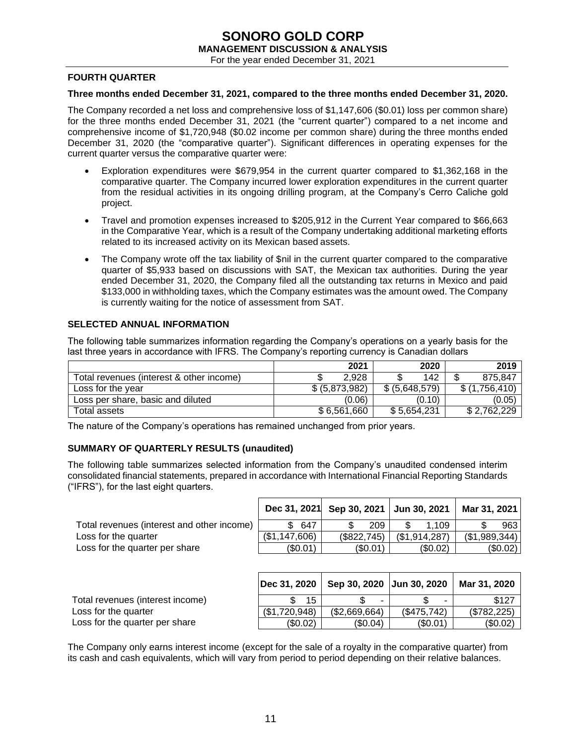## FOURTH QUARTER

**Three months ended December 31, 2021, compared to the three months ended December 31, 2020.**

The Company recorded a net loss and comprehensive loss of $1,147,606 ($0.01) loss per common share) for the three months ended December 31, 2021 (the "current quarter") compared to a net income and comprehensive income of $1,720,948 ($0.02 income per common share) during the three months ended December 31, 2020 (the "comparative quarter"). Significant differences in operating expenses for the current quarter versus the comparative quarter were:

- Exploration expenditures were $679,954 in the current quarter compared to $1,362,168 in the comparative quarter. The Company incurred lower exploration expenditures in the current quarter from the residual activities in its ongoing drilling program, at the Company's Cerro Caliche gold project.
- Travel and promotion expenses increased to $205,912 in the Current Year compared to $66,663 in the Comparative Year, which is a result of the Company undertaking additional marketing efforts related to its increased activity on its Mexican based assets.
- The Company wrote off the tax liability of $nil in the current quarter compared to the comparative quarter of $5,933 based on discussions with SAT, the Mexican tax authorities. During the year ended December 31, 2020, the Company filed all the outstanding tax returns in Mexico and paid $133,000 in withholding taxes, which the Company estimates was the amount owed. The Company is currently waiting for the notice of assessment from SAT.

## SELECTED ANNUAL INFORMATION

The following table summarizes information regarding the Company's operations on a yearly basis for the last three years in accordance with IFRS. The Company's reporting currency is Canadian dollars

| | 2021 | 2020 | 2019 |
|---|---|---|---|
| Total revenues (interest & other income) | $ 2,928 | $ 142 | $ 875,847 |
| Loss for the year | $ (5,873,982) | $ (5,648,579) | $ (1,756,410) |
| Loss per share, basic and diluted | (0.06) | (0.10) | (0.05) |
| Total assets | $ 6,561,660 | $ 5,654,231 | $ 2,762,229 |

The nature of the Company's operations has remained unchanged from prior years.

## SUMMARY OF QUARTERLY RESULTS (unaudited)

The following table summarizes selected information from the Company's unaudited condensed interim consolidated financial statements, prepared in accordance with International Financial Reporting Standards ("IFRS"), for the last eight quarters.

| | Dec 31, 2021 | Sep 30, 2021 | Jun 30, 2021 | Mar 31, 2021 |
|---|---|---|---|---|
| Total revenues (interest and other income) | $ 647 | $ 209 | $ 1,109 | $ 963 |
| Loss for the quarter | ($1,147,606) | ($822,745) | ($1,914,287) | ($1,989,344) |
| Loss for the quarter per share | ($0.01) | ($0.01) | ($0.02) | ($0.02) |

| | Dec 31, 2020 | Sep 30, 2020 | Jun 30, 2020 | Mar 31, 2020 |
|---|---|---|---|---|
| Total revenues (interest income) | $ 15 | $ - | $ - | $127 |
| Loss for the quarter | ($1,720,948) | ($2,669,664) | ($475,742) | ($782,225) |
| Loss for the quarter per share | ($0.02) | ($0.04) | ($0.01) | ($0.02) |

The Company only earns interest income (except for the sale of a royalty in the comparative quarter) from its cash and cash equivalents, which will vary from period to period depending on their relative balances.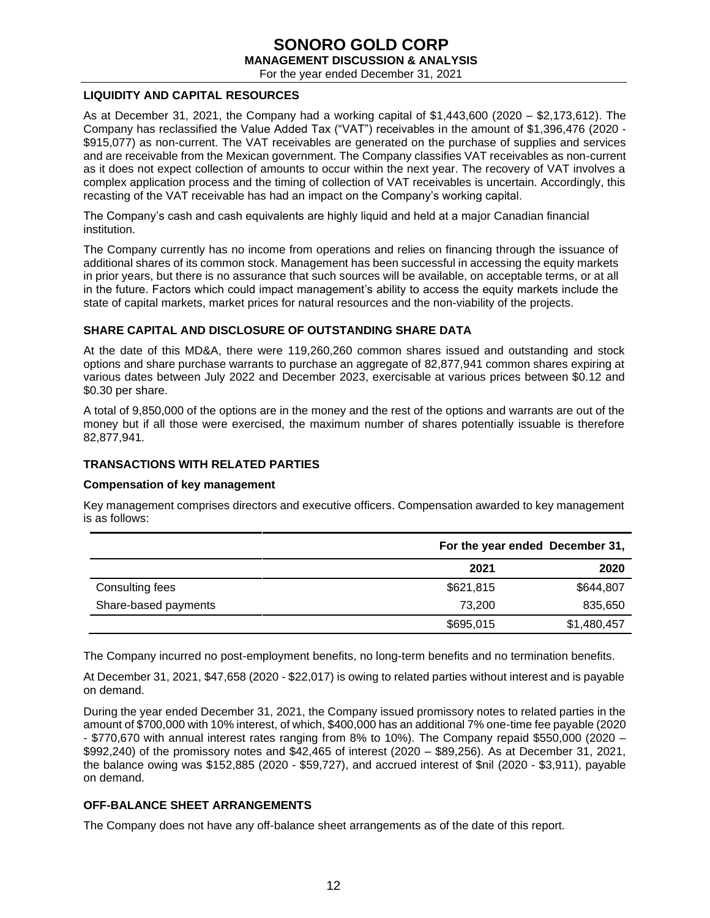## LIQUIDITY AND CAPITAL RESOURCES

As at December 31, 2021, the Company had a working capital of $1,443,600 (2020 – $2,173,612). The Company has reclassified the Value Added Tax ("VAT") receivables in the amount of $1,396,476 (2020 - $915,077) as non-current. The VAT receivables are generated on the purchase of supplies and services and are receivable from the Mexican government. The Company classifies VAT receivables as non-current as it does not expect collection of amounts to occur within the next year. The recovery of VAT involves a complex application process and the timing of collection of VAT receivables is uncertain. Accordingly, this recasting of the VAT receivable has had an impact on the Company's working capital.

The Company's cash and cash equivalents are highly liquid and held at a major Canadian financial institution.

The Company currently has no income from operations and relies on financing through the issuance of additional shares of its common stock. Management has been successful in accessing the equity markets in prior years, but there is no assurance that such sources will be available, on acceptable terms, or at all in the future. Factors which could impact management's ability to access the equity markets include the state of capital markets, market prices for natural resources and the non-viability of the projects.

## SHARE CAPITAL AND DISCLOSURE OF OUTSTANDING SHARE DATA

At the date of this MD&A, there were 119,260,260 common shares issued and outstanding and stock options and share purchase warrants to purchase an aggregate of 82,877,941 common shares expiring at various dates between July 2022 and December 2023, exercisable at various prices between $0.12 and $0.30 per share.

A total of 9,850,000 of the options are in the money and the rest of the options and warrants are out of the money but if all those were exercised, the maximum number of shares potentially issuable is therefore 82,877,941.

## TRANSACTIONS WITH RELATED PARTIES

### Compensation of key management

Key management comprises directors and executive officers. Compensation awarded to key management is as follows:

| | For the year ended December 31, | |
|---|---|---|
| | **2021** | **2020** |
| Consulting fees | $621,815 | $644,807 |
| Share-based payments | 73,200 | 835,650 |
| | $695,015 | $1,480,457 |

The Company incurred no post-employment benefits, no long-term benefits and no termination benefits.

At December 31, 2021, $47,658 (2020 - $22,017) is owing to related parties without interest and is payable on demand.

During the year ended December 31, 2021, the Company issued promissory notes to related parties in the amount of $700,000 with 10% interest, of which, $400,000 has an additional 7% one-time fee payable (2020 - $770,670 with annual interest rates ranging from 8% to 10%). The Company repaid $550,000 (2020 – $992,240) of the promissory notes and $42,465 of interest (2020 – $89,256). As at December 31, 2021, the balance owing was $152,885 (2020 - $59,727), and accrued interest of $nil (2020 - $3,911), payable on demand.

## OFF-BALANCE SHEET ARRANGEMENTS

The Company does not have any off-balance sheet arrangements as of the date of this report.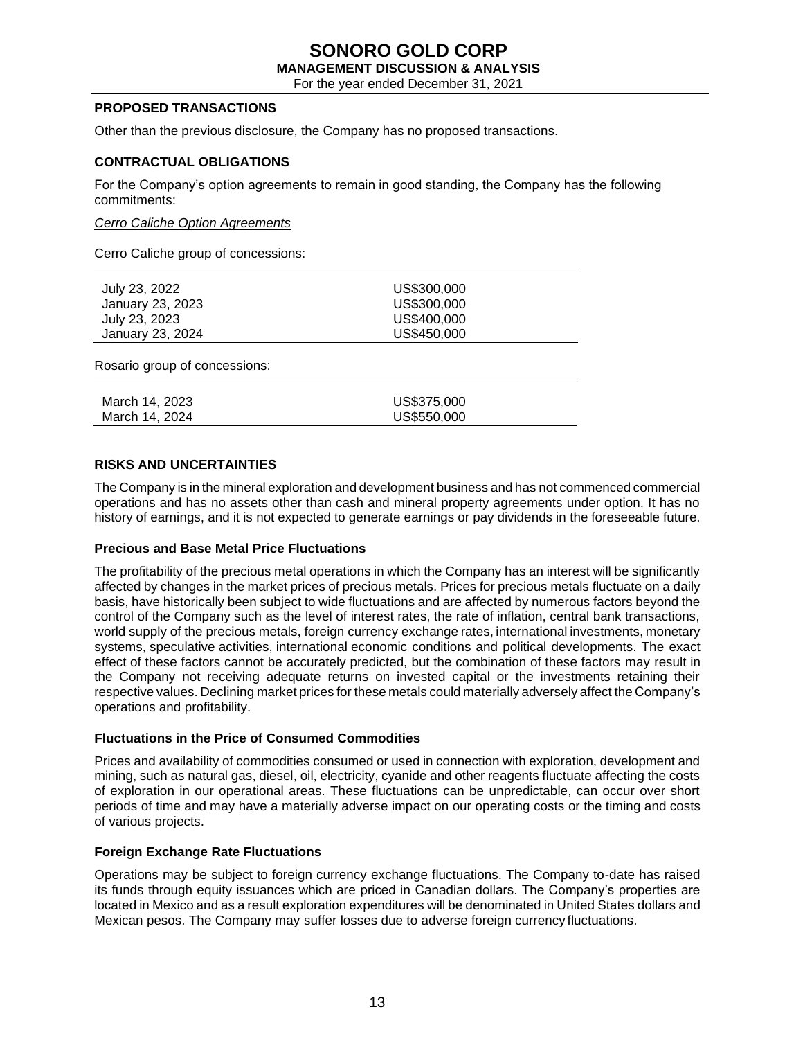## PROPOSED TRANSACTIONS

Other than the previous disclosure, the Company has no proposed transactions.

## CONTRACTUAL OBLIGATIONS

For the Company's option agreements to remain in good standing, the Company has the following commitments:

*Cerro Caliche Option Agreements*

Cerro Caliche group of concessions:

| | |
|---|---|
| July 23, 2022 | US$300,000 |
| January 23, 2023 | US$300,000 |
| July 23, 2023 | US$400,000 |
| January 23, 2024 | US$450,000 |

Rosario group of concessions:

| | |
|---|---|
| March 14, 2023 | US$375,000 |
| March 14, 2024 | US$550,000 |

## RISKS AND UNCERTAINTIES

The Company is in the mineral exploration and development business and has not commenced commercial operations and has no assets other than cash and mineral property agreements under option. It has no history of earnings, and it is not expected to generate earnings or pay dividends in the foreseeable future.

### Precious and Base Metal Price Fluctuations

The profitability of the precious metal operations in which the Company has an interest will be significantly affected by changes in the market prices of precious metals. Prices for precious metals fluctuate on a daily basis, have historically been subject to wide fluctuations and are affected by numerous factors beyond the control of the Company such as the level of interest rates, the rate of inflation, central bank transactions, world supply of the precious metals, foreign currency exchange rates, international investments, monetary systems, speculative activities, international economic conditions and political developments. The exact effect of these factors cannot be accurately predicted, but the combination of these factors may result in the Company not receiving adequate returns on invested capital or the investments retaining their respective values. Declining market prices for these metals could materially adversely affect the Company's operations and profitability.

### Fluctuations in the Price of Consumed Commodities

Prices and availability of commodities consumed or used in connection with exploration, development and mining, such as natural gas, diesel, oil, electricity, cyanide and other reagents fluctuate affecting the costs of exploration in our operational areas. These fluctuations can be unpredictable, can occur over short periods of time and may have a materially adverse impact on our operating costs or the timing and costs of various projects.

### Foreign Exchange Rate Fluctuations

Operations may be subject to foreign currency exchange fluctuations. The Company to-date has raised its funds through equity issuances which are priced in Canadian dollars. The Company's properties are located in Mexico and as a result exploration expenditures will be denominated in United States dollars and Mexican pesos. The Company may suffer losses due to adverse foreign currency fluctuations.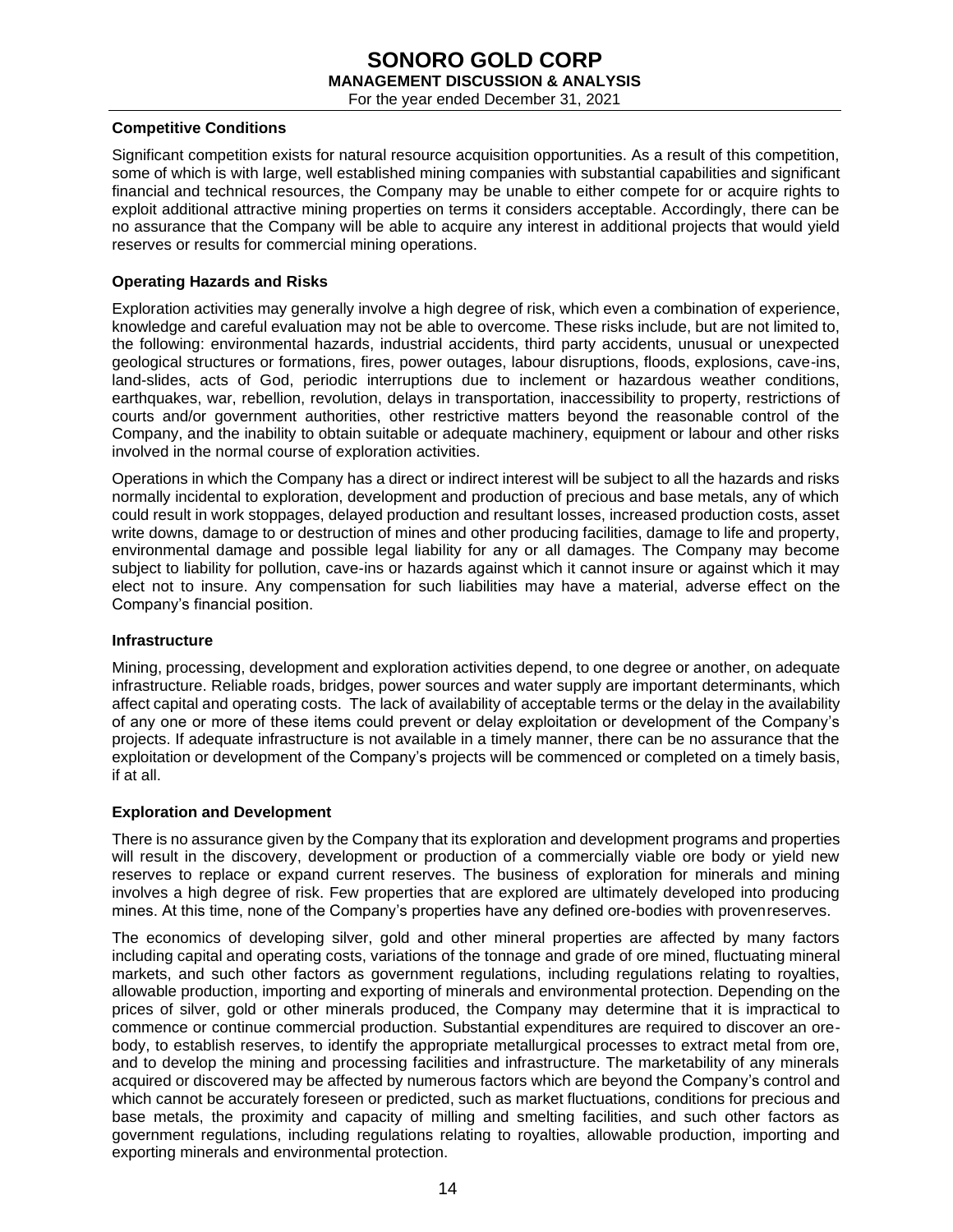**Competitive Conditions**

Significant competition exists for natural resource acquisition opportunities. As a result of this competition, some of which is with large, well established mining companies with substantial capabilities and significant financial and technical resources, the Company may be unable to either compete for or acquire rights to exploit additional attractive mining properties on terms it considers acceptable. Accordingly, there can be no assurance that the Company will be able to acquire any interest in additional projects that would yield reserves or results for commercial mining operations.

**Operating Hazards and Risks**

Exploration activities may generally involve a high degree of risk, which even a combination of experience, knowledge and careful evaluation may not be able to overcome. These risks include, but are not limited to, the following: environmental hazards, industrial accidents, third party accidents, unusual or unexpected geological structures or formations, fires, power outages, labour disruptions, floods, explosions, cave-ins, land-slides, acts of God, periodic interruptions due to inclement or hazardous weather conditions, earthquakes, war, rebellion, revolution, delays in transportation, inaccessibility to property, restrictions of courts and/or government authorities, other restrictive matters beyond the reasonable control of the Company, and the inability to obtain suitable or adequate machinery, equipment or labour and other risks involved in the normal course of exploration activities.

Operations in which the Company has a direct or indirect interest will be subject to all the hazards and risks normally incidental to exploration, development and production of precious and base metals, any of which could result in work stoppages, delayed production and resultant losses, increased production costs, asset write downs, damage to or destruction of mines and other producing facilities, damage to life and property, environmental damage and possible legal liability for any or all damages. The Company may become subject to liability for pollution, cave-ins or hazards against which it cannot insure or against which it may elect not to insure. Any compensation for such liabilities may have a material, adverse effect on the Company's financial position.

**Infrastructure**

Mining, processing, development and exploration activities depend, to one degree or another, on adequate infrastructure. Reliable roads, bridges, power sources and water supply are important determinants, which affect capital and operating costs. The lack of availability of acceptable terms or the delay in the availability of any one or more of these items could prevent or delay exploitation or development of the Company's projects. If adequate infrastructure is not available in a timely manner, there can be no assurance that the exploitation or development of the Company's projects will be commenced or completed on a timely basis, if at all.

**Exploration and Development**

There is no assurance given by the Company that its exploration and development programs and properties will result in the discovery, development or production of a commercially viable ore body or yield new reserves to replace or expand current reserves. The business of exploration for minerals and mining involves a high degree of risk. Few properties that are explored are ultimately developed into producing mines. At this time, none of the Company's properties have any defined ore-bodies with provenreserves.

The economics of developing silver, gold and other mineral properties are affected by many factors including capital and operating costs, variations of the tonnage and grade of ore mined, fluctuating mineral markets, and such other factors as government regulations, including regulations relating to royalties, allowable production, importing and exporting of minerals and environmental protection. Depending on the prices of silver, gold or other minerals produced, the Company may determine that it is impractical to commence or continue commercial production. Substantial expenditures are required to discover an ore-body, to establish reserves, to identify the appropriate metallurgical processes to extract metal from ore, and to develop the mining and processing facilities and infrastructure. The marketability of any minerals acquired or discovered may be affected by numerous factors which are beyond the Company's control and which cannot be accurately foreseen or predicted, such as market fluctuations, conditions for precious and base metals, the proximity and capacity of milling and smelting facilities, and such other factors as government regulations, including regulations relating to royalties, allowable production, importing and exporting minerals and environmental protection.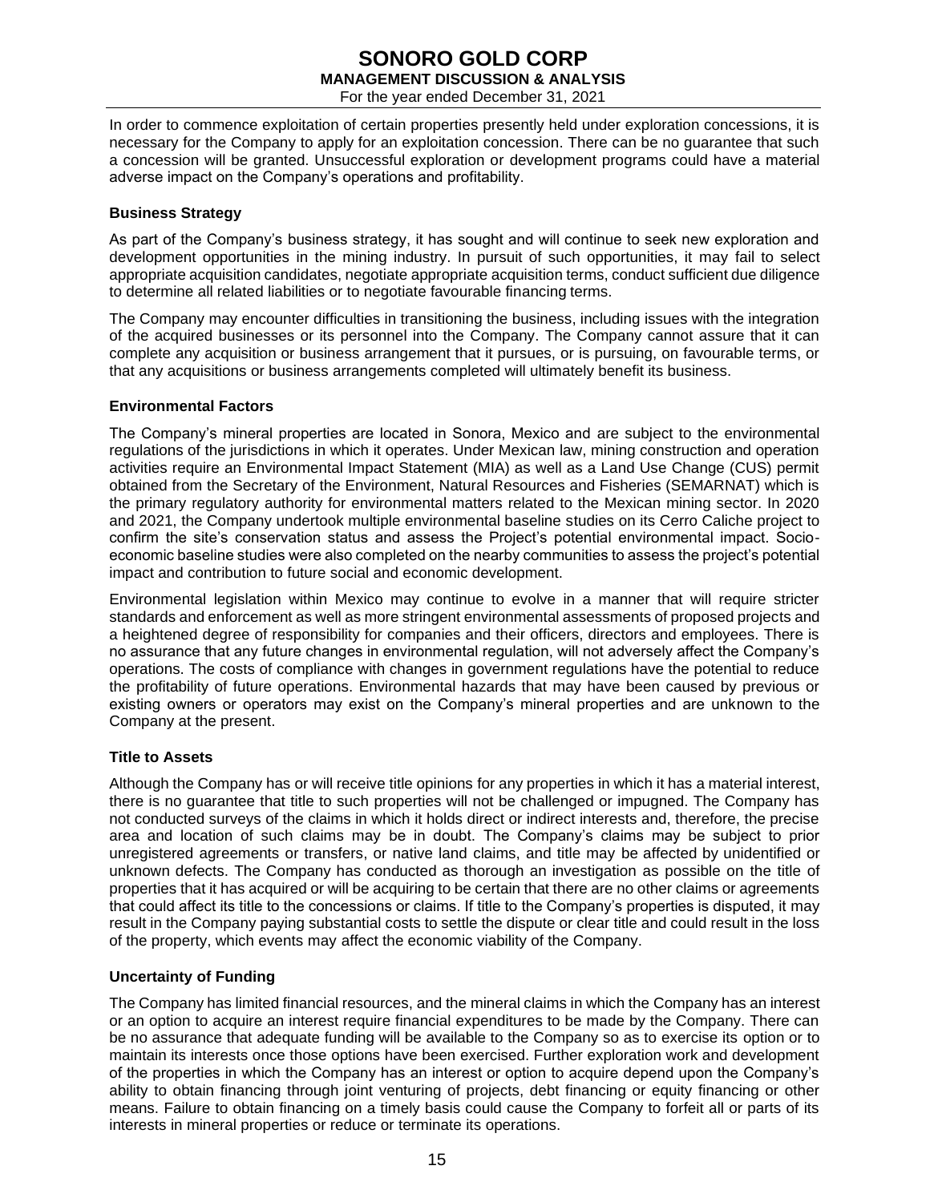In order to commence exploitation of certain properties presently held under exploration concessions, it is necessary for the Company to apply for an exploitation concession. There can be no guarantee that such a concession will be granted. Unsuccessful exploration or development programs could have a material adverse impact on the Company's operations and profitability.

### Business Strategy

As part of the Company's business strategy, it has sought and will continue to seek new exploration and development opportunities in the mining industry. In pursuit of such opportunities, it may fail to select appropriate acquisition candidates, negotiate appropriate acquisition terms, conduct sufficient due diligence to determine all related liabilities or to negotiate favourable financing terms.

The Company may encounter difficulties in transitioning the business, including issues with the integration of the acquired businesses or its personnel into the Company. The Company cannot assure that it can complete any acquisition or business arrangement that it pursues, or is pursuing, on favourable terms, or that any acquisitions or business arrangements completed will ultimately benefit its business.

### Environmental Factors

The Company's mineral properties are located in Sonora, Mexico and are subject to the environmental regulations of the jurisdictions in which it operates. Under Mexican law, mining construction and operation activities require an Environmental Impact Statement (MIA) as well as a Land Use Change (CUS) permit obtained from the Secretary of the Environment, Natural Resources and Fisheries (SEMARNAT) which is the primary regulatory authority for environmental matters related to the Mexican mining sector. In 2020 and 2021, the Company undertook multiple environmental baseline studies on its Cerro Caliche project to confirm the site's conservation status and assess the Project's potential environmental impact. Socio-economic baseline studies were also completed on the nearby communities to assess the project's potential impact and contribution to future social and economic development.

Environmental legislation within Mexico may continue to evolve in a manner that will require stricter standards and enforcement as well as more stringent environmental assessments of proposed projects and a heightened degree of responsibility for companies and their officers, directors and employees. There is no assurance that any future changes in environmental regulation, will not adversely affect the Company's operations. The costs of compliance with changes in government regulations have the potential to reduce the profitability of future operations. Environmental hazards that may have been caused by previous or existing owners or operators may exist on the Company's mineral properties and are unknown to the Company at the present.

### Title to Assets

Although the Company has or will receive title opinions for any properties in which it has a material interest, there is no guarantee that title to such properties will not be challenged or impugned. The Company has not conducted surveys of the claims in which it holds direct or indirect interests and, therefore, the precise area and location of such claims may be in doubt. The Company's claims may be subject to prior unregistered agreements or transfers, or native land claims, and title may be affected by unidentified or unknown defects. The Company has conducted as thorough an investigation as possible on the title of properties that it has acquired or will be acquiring to be certain that there are no other claims or agreements that could affect its title to the concessions or claims. If title to the Company's properties is disputed, it may result in the Company paying substantial costs to settle the dispute or clear title and could result in the loss of the property, which events may affect the economic viability of the Company.

### Uncertainty of Funding

The Company has limited financial resources, and the mineral claims in which the Company has an interest or an option to acquire an interest require financial expenditures to be made by the Company. There can be no assurance that adequate funding will be available to the Company so as to exercise its option or to maintain its interests once those options have been exercised. Further exploration work and development of the properties in which the Company has an interest or option to acquire depend upon the Company's ability to obtain financing through joint venturing of projects, debt financing or equity financing or other means. Failure to obtain financing on a timely basis could cause the Company to forfeit all or parts of its interests in mineral properties or reduce or terminate its operations.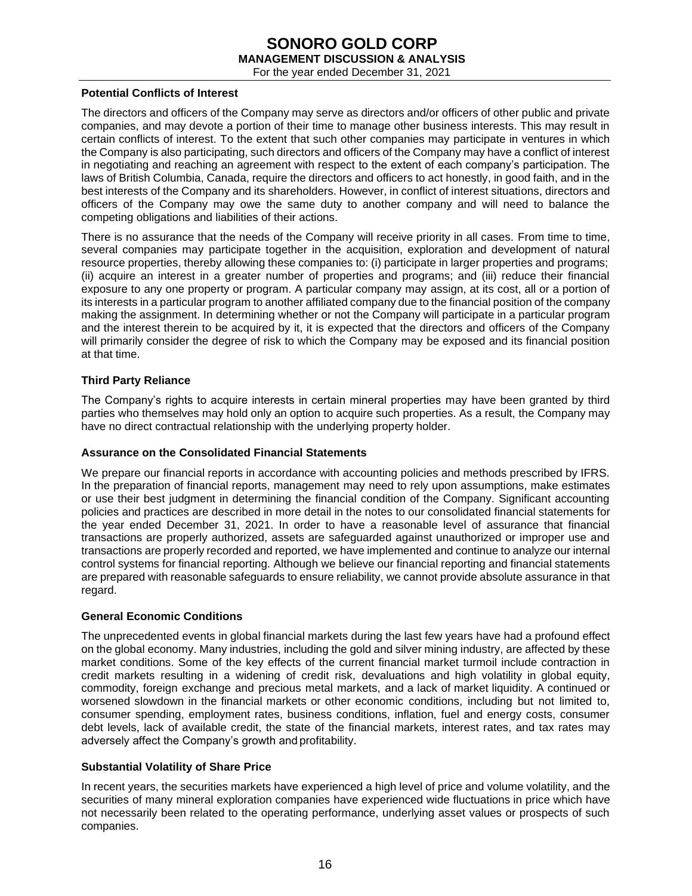### Potential Conflicts of Interest

The directors and officers of the Company may serve as directors and/or officers of other public and private companies, and may devote a portion of their time to manage other business interests. This may result in certain conflicts of interest. To the extent that such other companies may participate in ventures in which the Company is also participating, such directors and officers of the Company may have a conflict of interest in negotiating and reaching an agreement with respect to the extent of each company's participation. The laws of British Columbia, Canada, require the directors and officers to act honestly, in good faith, and in the best interests of the Company and its shareholders. However, in conflict of interest situations, directors and officers of the Company may owe the same duty to another company and will need to balance the competing obligations and liabilities of their actions.

There is no assurance that the needs of the Company will receive priority in all cases. From time to time, several companies may participate together in the acquisition, exploration and development of natural resource properties, thereby allowing these companies to: (i) participate in larger properties and programs; (ii) acquire an interest in a greater number of properties and programs; and (iii) reduce their financial exposure to any one property or program. A particular company may assign, at its cost, all or a portion of its interests in a particular program to another affiliated company due to the financial position of the company making the assignment. In determining whether or not the Company will participate in a particular program and the interest therein to be acquired by it, it is expected that the directors and officers of the Company will primarily consider the degree of risk to which the Company may be exposed and its financial position at that time.

### Third Party Reliance

The Company's rights to acquire interests in certain mineral properties may have been granted by third parties who themselves may hold only an option to acquire such properties. As a result, the Company may have no direct contractual relationship with the underlying property holder.

### Assurance on the Consolidated Financial Statements

We prepare our financial reports in accordance with accounting policies and methods prescribed by IFRS. In the preparation of financial reports, management may need to rely upon assumptions, make estimates or use their best judgment in determining the financial condition of the Company. Significant accounting policies and practices are described in more detail in the notes to our consolidated financial statements for the year ended December 31, 2021. In order to have a reasonable level of assurance that financial transactions are properly authorized, assets are safeguarded against unauthorized or improper use and transactions are properly recorded and reported, we have implemented and continue to analyze our internal control systems for financial reporting. Although we believe our financial reporting and financial statements are prepared with reasonable safeguards to ensure reliability, we cannot provide absolute assurance in that regard.

### General Economic Conditions

The unprecedented events in global financial markets during the last few years have had a profound effect on the global economy. Many industries, including the gold and silver mining industry, are affected by these market conditions. Some of the key effects of the current financial market turmoil include contraction in credit markets resulting in a widening of credit risk, devaluations and high volatility in global equity, commodity, foreign exchange and precious metal markets, and a lack of market liquidity. A continued or worsened slowdown in the financial markets or other economic conditions, including but not limited to, consumer spending, employment rates, business conditions, inflation, fuel and energy costs, consumer debt levels, lack of available credit, the state of the financial markets, interest rates, and tax rates may adversely affect the Company's growth and profitability.

### Substantial Volatility of Share Price

In recent years, the securities markets have experienced a high level of price and volume volatility, and the securities of many mineral exploration companies have experienced wide fluctuations in price which have not necessarily been related to the operating performance, underlying asset values or prospects of such companies.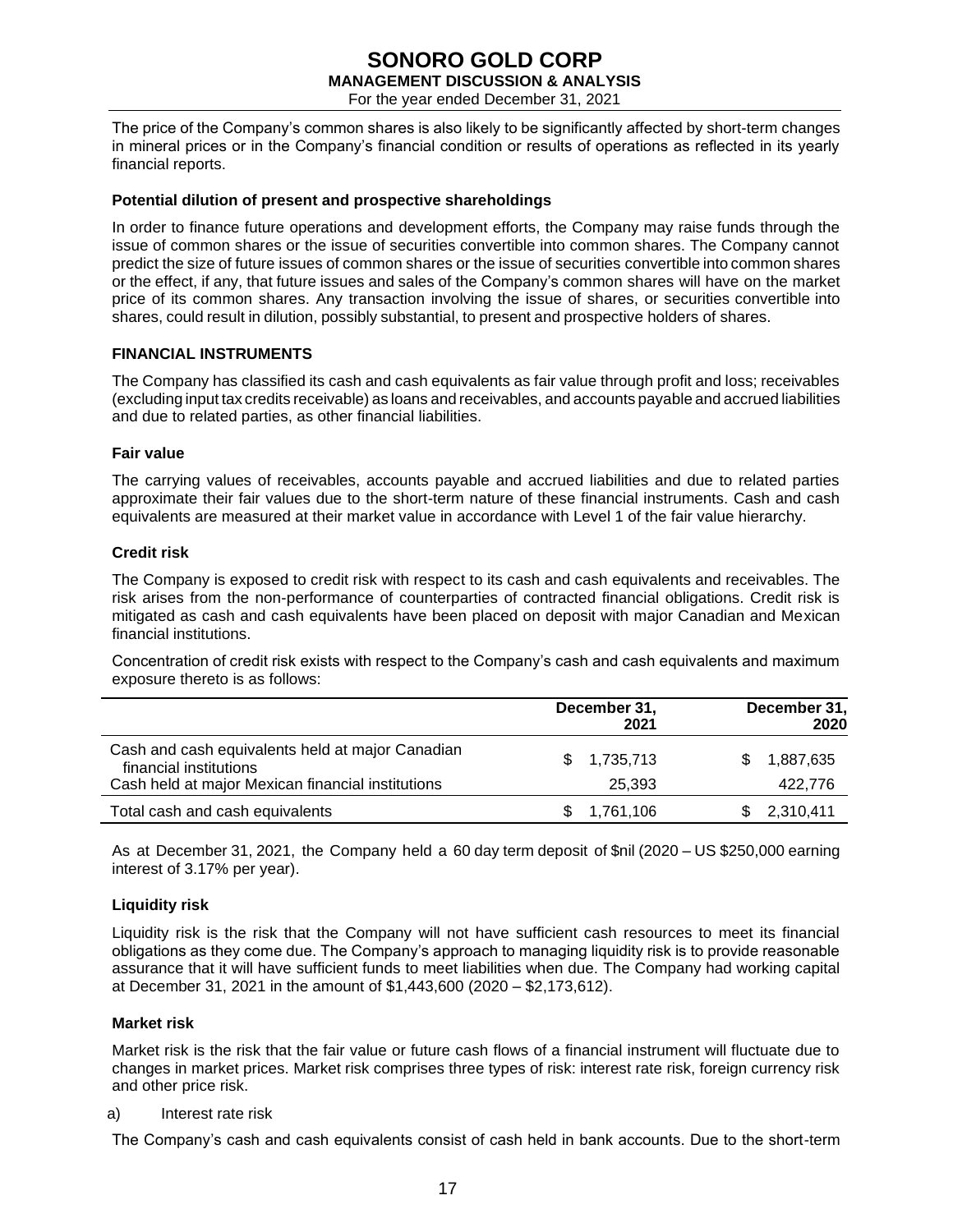The price of the Company's common shares is also likely to be significantly affected by short-term changes in mineral prices or in the Company's financial condition or results of operations as reflected in its yearly financial reports.

**Potential dilution of present and prospective shareholdings**

In order to finance future operations and development efforts, the Company may raise funds through the issue of common shares or the issue of securities convertible into common shares. The Company cannot predict the size of future issues of common shares or the issue of securities convertible into common shares or the effect, if any, that future issues and sales of the Company's common shares will have on the market price of its common shares. Any transaction involving the issue of shares, or securities convertible into shares, could result in dilution, possibly substantial, to present and prospective holders of shares.

## FINANCIAL INSTRUMENTS

The Company has classified its cash and cash equivalents as fair value through profit and loss; receivables (excluding input tax credits receivable) as loans and receivables, and accounts payable and accrued liabilities and due to related parties, as other financial liabilities.

### Fair value

The carrying values of receivables, accounts payable and accrued liabilities and due to related parties approximate their fair values due to the short-term nature of these financial instruments. Cash and cash equivalents are measured at their market value in accordance with Level 1 of the fair value hierarchy.

### Credit risk

The Company is exposed to credit risk with respect to its cash and cash equivalents and receivables. The risk arises from the non-performance of counterparties of contracted financial obligations. Credit risk is mitigated as cash and cash equivalents have been placed on deposit with major Canadian and Mexican financial institutions.

Concentration of credit risk exists with respect to the Company's cash and cash equivalents and maximum exposure thereto is as follows:

| | December 31, 2021 | December 31, 2020 |
|---|---|---|
| Cash and cash equivalents held at major Canadian financial institutions | $ 1,735,713 | $ 1,887,635 |
| Cash held at major Mexican financial institutions | 25,393 | 422,776 |
| Total cash and cash equivalents | $ 1,761,106 | $ 2,310,411 |

As at December 31, 2021, the Company held a 60 day term deposit of $nil (2020 – US $250,000 earning interest of 3.17% per year).

### Liquidity risk

Liquidity risk is the risk that the Company will not have sufficient cash resources to meet its financial obligations as they come due. The Company's approach to managing liquidity risk is to provide reasonable assurance that it will have sufficient funds to meet liabilities when due. The Company had working capital at December 31, 2021 in the amount of $1,443,600 (2020 – $2,173,612).

### Market risk

Market risk is the risk that the fair value or future cash flows of a financial instrument will fluctuate due to changes in market prices. Market risk comprises three types of risk: interest rate risk, foreign currency risk and other price risk.

a) Interest rate risk

The Company's cash and cash equivalents consist of cash held in bank accounts. Due to the short-term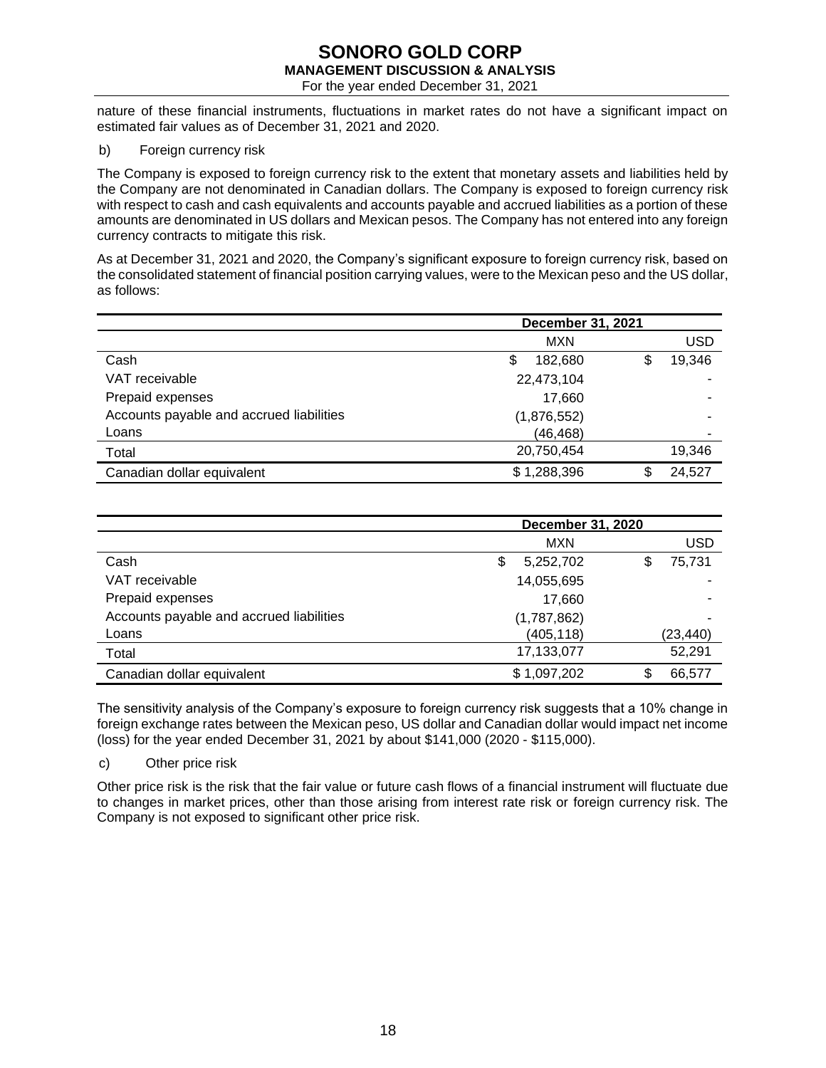nature of these financial instruments, fluctuations in market rates do not have a significant impact on estimated fair values as of December 31, 2021 and 2020.

b) Foreign currency risk

The Company is exposed to foreign currency risk to the extent that monetary assets and liabilities held by the Company are not denominated in Canadian dollars. The Company is exposed to foreign currency risk with respect to cash and cash equivalents and accounts payable and accrued liabilities as a portion of these amounts are denominated in US dollars and Mexican pesos. The Company has not entered into any foreign currency contracts to mitigate this risk.

As at December 31, 2021 and 2020, the Company's significant exposure to foreign currency risk, based on the consolidated statement of financial position carrying values, were to the Mexican peso and the US dollar, as follows:

| | December 31, 2021 | |
|---|---|---|
| | MXN | USD |
| Cash | $ 182,680 | $ 19,346 |
| VAT receivable | 22,473,104 | - |
| Prepaid expenses | 17,660 | - |
| Accounts payable and accrued liabilities | (1,876,552) | - |
| Loans | (46,468) | - |
| Total | 20,750,454 | 19,346 |
| Canadian dollar equivalent | $ 1,288,396 | $ 24,527 |

| | December 31, 2020 | |
|---|---|---|
| | MXN | USD |
| Cash | $ 5,252,702 | $ 75,731 |
| VAT receivable | 14,055,695 | - |
| Prepaid expenses | 17,660 | - |
| Accounts payable and accrued liabilities | (1,787,862) | - |
| Loans | (405,118) | (23,440) |
| Total | 17,133,077 | 52,291 |
| Canadian dollar equivalent | $ 1,097,202 | $ 66,577 |

The sensitivity analysis of the Company's exposure to foreign currency risk suggests that a 10% change in foreign exchange rates between the Mexican peso, US dollar and Canadian dollar would impact net income (loss) for the year ended December 31, 2021 by about $141,000 (2020 - $115,000).

c) Other price risk

Other price risk is the risk that the fair value or future cash flows of a financial instrument will fluctuate due to changes in market prices, other than those arising from interest rate risk or foreign currency risk. The Company is not exposed to significant other price risk.